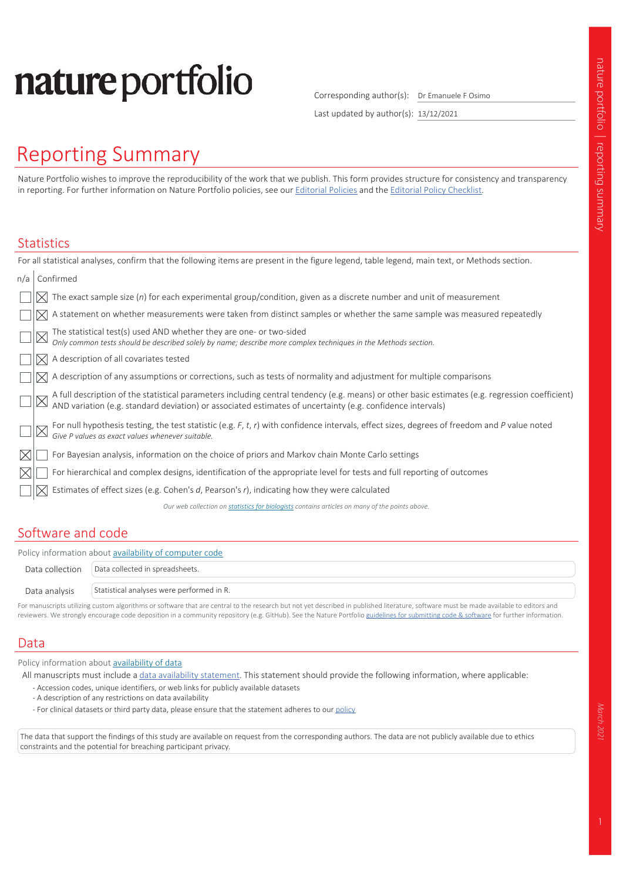# nature portfolio

Corresponding author(s): Dr Emanuele F Osimo

Last updated by author(s): 13/12/2021

# Reporting Summary

Nature Portfolio wishes to improve the reproducibility of the work that we publish. This form provides structure for consistency and transparency in reporting. For further information on Nature Portfolio policies, see our Editorial Policies and the Editorial Policy Checklist.

## Statistics

For all statistical analyses, confirm that the following items are present in the figure legend, table legend, main text, or Methods section.

| n/a | Confirmed | |
|---|---|---|
| ☐ | ☒ | The exact sample size ($n$) for each experimental group/condition, given as a discrete number and unit of measurement |
| ☐ | ☒ | A statement on whether measurements were taken from distinct samples or whether the same sample was measured repeatedly |
| ☐ | ☒ | The statistical test(s) used AND whether they are one- or two-sided *Only common tests should be described solely by name; describe more complex techniques in the Methods section.* |
| ☐ | ☒ | A description of all covariates tested |
| ☐ | ☒ | A description of any assumptions or corrections, such as tests of normality and adjustment for multiple comparisons |
| ☐ | ☒ | A full description of the statistical parameters including central tendency (e.g. means) or other basic estimates (e.g. regression coefficient) AND variation (e.g. standard deviation) or associated estimates of uncertainty (e.g. confidence intervals) |
| ☐ | ☒ | For null hypothesis testing, the test statistic (e.g. $F$, $t$, $r$) with confidence intervals, effect sizes, degrees of freedom and $P$ value noted *Give P values as exact values whenever suitable.* |
| ☒ | ☐ | For Bayesian analysis, information on the choice of priors and Markov chain Monte Carlo settings |
| ☒ | ☐ | For hierarchical and complex designs, identification of the appropriate level for tests and full reporting of outcomes |
| ☐ | ☒ | Estimates of effect sizes (e.g. Cohen's $d$, Pearson's $r$), indicating how they were calculated |

*Our web collection on statistics for biologists contains articles on many of the points above.*

## Software and code

Policy information about availability of computer code

| | |
|---|---|
| Data collection | Data collected in spreadsheets. |
| Data analysis | Statistical analyses were performed in R. |

For manuscripts utilizing custom algorithms or software that are central to the research but not yet described in published literature, software must be made available to editors and reviewers. We strongly encourage code deposition in a community repository (e.g. GitHub). See the Nature Portfolio guidelines for submitting code & software for further information.

## Data

Policy information about availability of data

All manuscripts must include a data availability statement. This statement should provide the following information, where applicable:

- Accession codes, unique identifiers, or web links for publicly available datasets
- A description of any restrictions on data availability
- For clinical datasets or third party data, please ensure that the statement adheres to our policy

The data that support the findings of this study are available on request from the corresponding authors. The data are not publicly available due to ethics constraints and the potential for breaching participant privacy.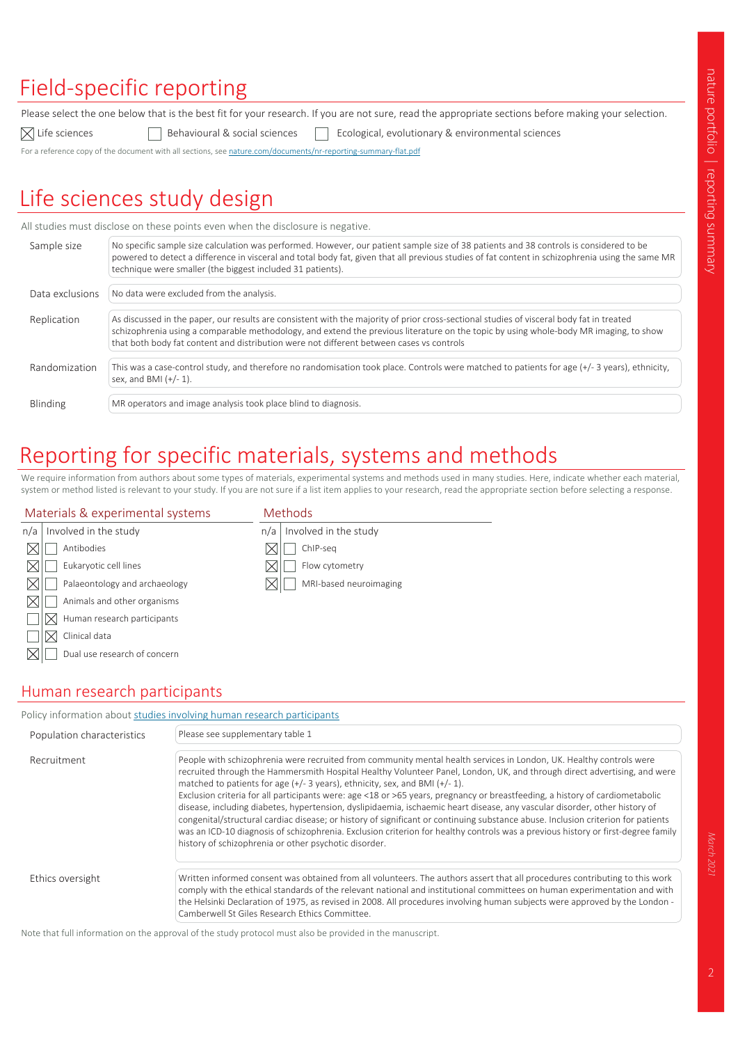# Field-specific reporting

Please select the one below that is the best fit for your research. If you are not sure, read the appropriate sections before making your selection.

☒ Life sciences ☐ Behavioural & social sciences ☐ Ecological, evolutionary & environmental sciences

For a reference copy of the document with all sections, see nature.com/documents/nr-reporting-summary-flat.pdf

# Life sciences study design

All studies must disclose on these points even when the disclosure is negative.

| | |
|---|---|
| Sample size | No specific sample size calculation was performed. However, our patient sample size of 38 patients and 38 controls is considered to be powered to detect a difference in visceral and total body fat, given that all previous studies of fat content in schizophrenia using the same MR technique were smaller (the biggest included 31 patients). |
| Data exclusions | No data were excluded from the analysis. |
| Replication | As discussed in the paper, our results are consistent with the majority of prior cross-sectional studies of visceral body fat in treated schizophrenia using a comparable methodology, and extend the previous literature on the topic by using whole-body MR imaging, to show that both body fat content and distribution were not different between cases vs controls |
| Randomization | This was a case-control study, and therefore no randomisation took place. Controls were matched to patients for age (+/- 3 years), ethnicity, sex, and BMI (+/- 1). |
| Blinding | MR operators and image analysis took place blind to diagnosis. |

# Reporting for specific materials, systems and methods

We require information from authors about some types of materials, experimental systems and methods used in many studies. Here, indicate whether each material, system or method listed is relevant to your study. If you are not sure if a list item applies to your research, read the appropriate section before selecting a response.

## Materials & experimental systems

| n/a | Involved in the study |
|---|---|
| ☒ | ☐ Antibodies |
| ☒ | ☐ Eukaryotic cell lines |
| ☒ | ☐ Palaeontology and archaeology |
| ☒ | ☐ Animals and other organisms |
| ☐ | ☒ Human research participants |
| ☐ | ☒ Clinical data |
| ☒ | ☐ Dual use research of concern |

## Methods

| n/a | Involved in the study |
|---|---|
| ☒ | ☐ ChIP-seq |
| ☒ | ☐ Flow cytometry |
| ☒ | ☐ MRI-based neuroimaging |

## Human research participants

Policy information about studies involving human research participants

| | |
|---|---|
| Population characteristics | Please see supplementary table 1 |
| Recruitment | People with schizophrenia were recruited from community mental health services in London, UK. Healthy controls were recruited through the Hammersmith Hospital Healthy Volunteer Panel, London, UK, and through direct advertising, and were matched to patients for age (+/- 3 years), ethnicity, sex, and BMI (+/- 1).<br>Exclusion criteria for all participants were: age <18 or >65 years, pregnancy or breastfeeding, a history of cardiometabolic disease, including diabetes, hypertension, dyslipidaemia, ischaemic heart disease, any vascular disorder, other history of congenital/structural cardiac disease; or history of significant or continuing substance abuse. Inclusion criterion for patients was an ICD-10 diagnosis of schizophrenia. Exclusion criterion for healthy controls was a previous history or first-degree family history of schizophrenia or other psychotic disorder. |
| Ethics oversight | Written informed consent was obtained from all volunteers. The authors assert that all procedures contributing to this work comply with the ethical standards of the relevant national and institutional committees on human experimentation and with the Helsinki Declaration of 1975, as revised in 2008. All procedures involving human subjects were approved by the London - Camberwell St Giles Research Ethics Committee. |

Note that full information on the approval of the study protocol must also be provided in the manuscript.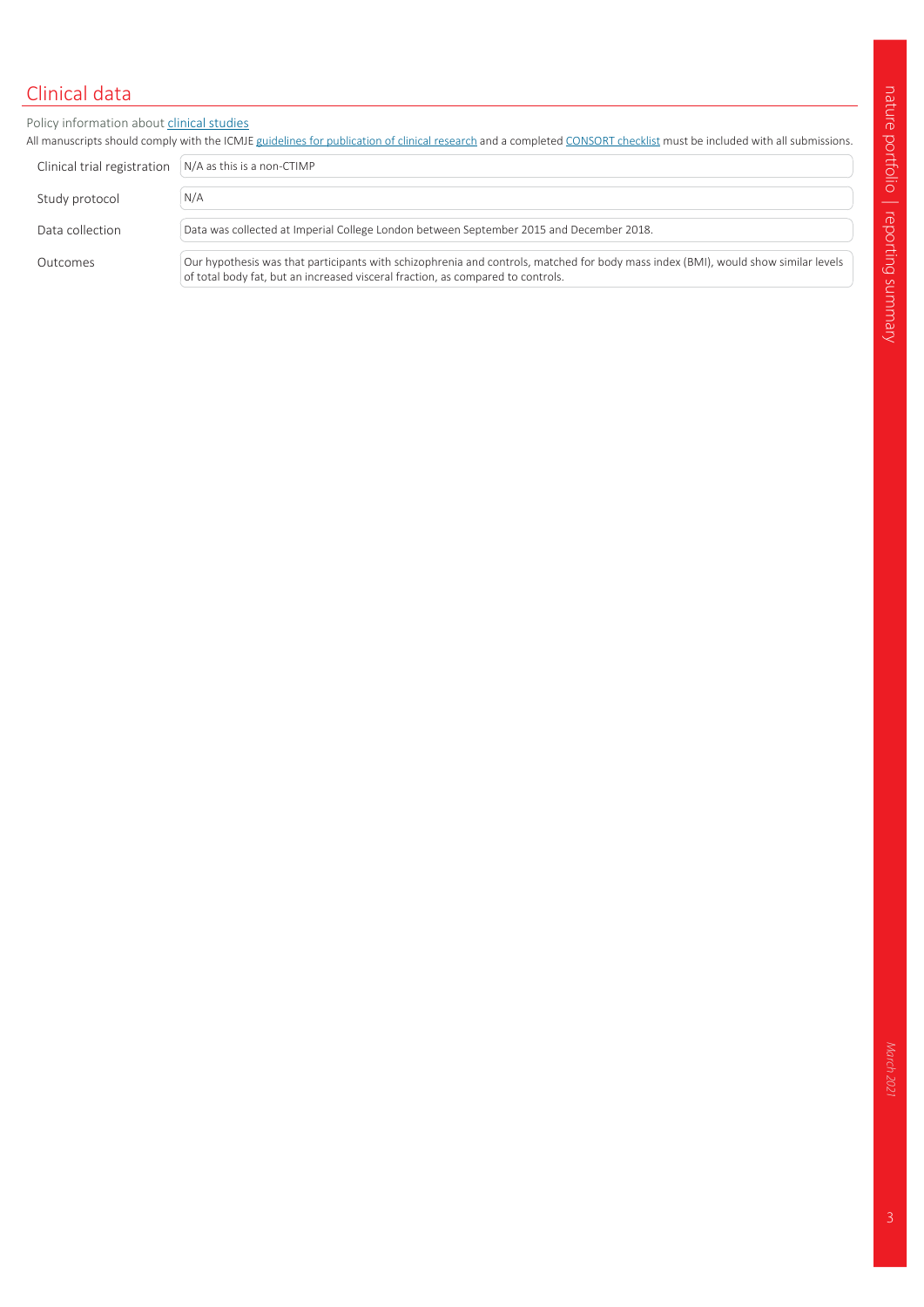## Clinical data

Policy information about clinical studies

All manuscripts should comply with the ICMJE guidelines for publication of clinical research and a completed CONSORT checklist must be included with all submissions.

| | |
|---|---|
| Clinical trial registration | N/A as this is a non-CTIMP |
| Study protocol | N/A |
| Data collection | Data was collected at Imperial College London between September 2015 and December 2018. |
| Outcomes | Our hypothesis was that participants with schizophrenia and controls, matched for body mass index (BMI), would show similar levels of total body fat, but an increased visceral fraction, as compared to controls. |